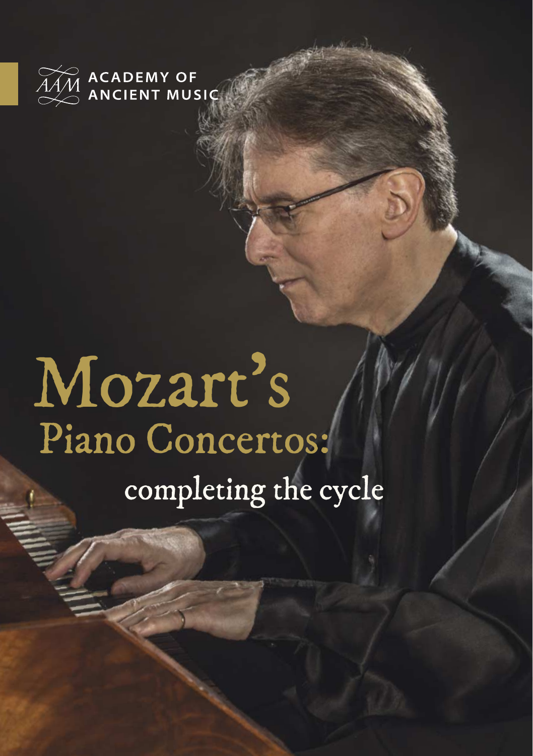ACADEMY OF ANCIENT MUSIC

# Mozart's Piano Concertos:

## completing the cycle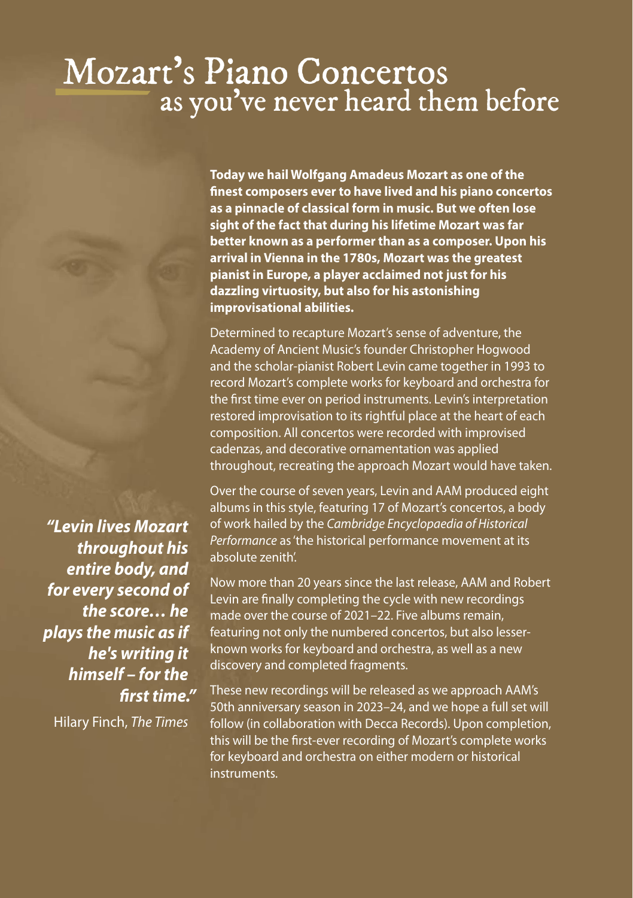# Mozart's Piano Concertos
## as you've never heard them before

**Today we hail Wolfgang Amadeus Mozart as one of the finest composers ever to have lived and his piano concertos as a pinnacle of classical form in music. But we often lose sight of the fact that during his lifetime Mozart was far better known as a performer than as a composer. Upon his arrival in Vienna in the 1780s, Mozart was the greatest pianist in Europe, a player acclaimed not just for his dazzling virtuosity, but also for his astonishing improvisational abilities.**

Determined to recapture Mozart's sense of adventure, the Academy of Ancient Music's founder Christopher Hogwood and the scholar-pianist Robert Levin came together in 1993 to record Mozart's complete works for keyboard and orchestra for the first time ever on period instruments. Levin's interpretation restored improvisation to its rightful place at the heart of each composition. All concertos were recorded with improvised cadenzas, and decorative ornamentation was applied throughout, recreating the approach Mozart would have taken.

Over the course of seven years, Levin and AAM produced eight albums in this style, featuring 17 of Mozart's concertos, a body of work hailed by the *Cambridge Encyclopaedia of Historical Performance* as 'the historical performance movement at its absolute zenith'.

Now more than 20 years since the last release, AAM and Robert Levin are finally completing the cycle with new recordings made over the course of 2021–22. Five albums remain, featuring not only the numbered concertos, but also lesser-known works for keyboard and orchestra, as well as a new discovery and completed fragments.

These new recordings will be released as we approach AAM's 50th anniversary season in 2023–24, and we hope a full set will follow (in collaboration with Decca Records). Upon completion, this will be the first-ever recording of Mozart's complete works for keyboard and orchestra on either modern or historical instruments.

***"Levin lives Mozart throughout his entire body, and for every second of the score… he plays the music as if he's writing it himself – for the first time."***

Hilary Finch, *The Times*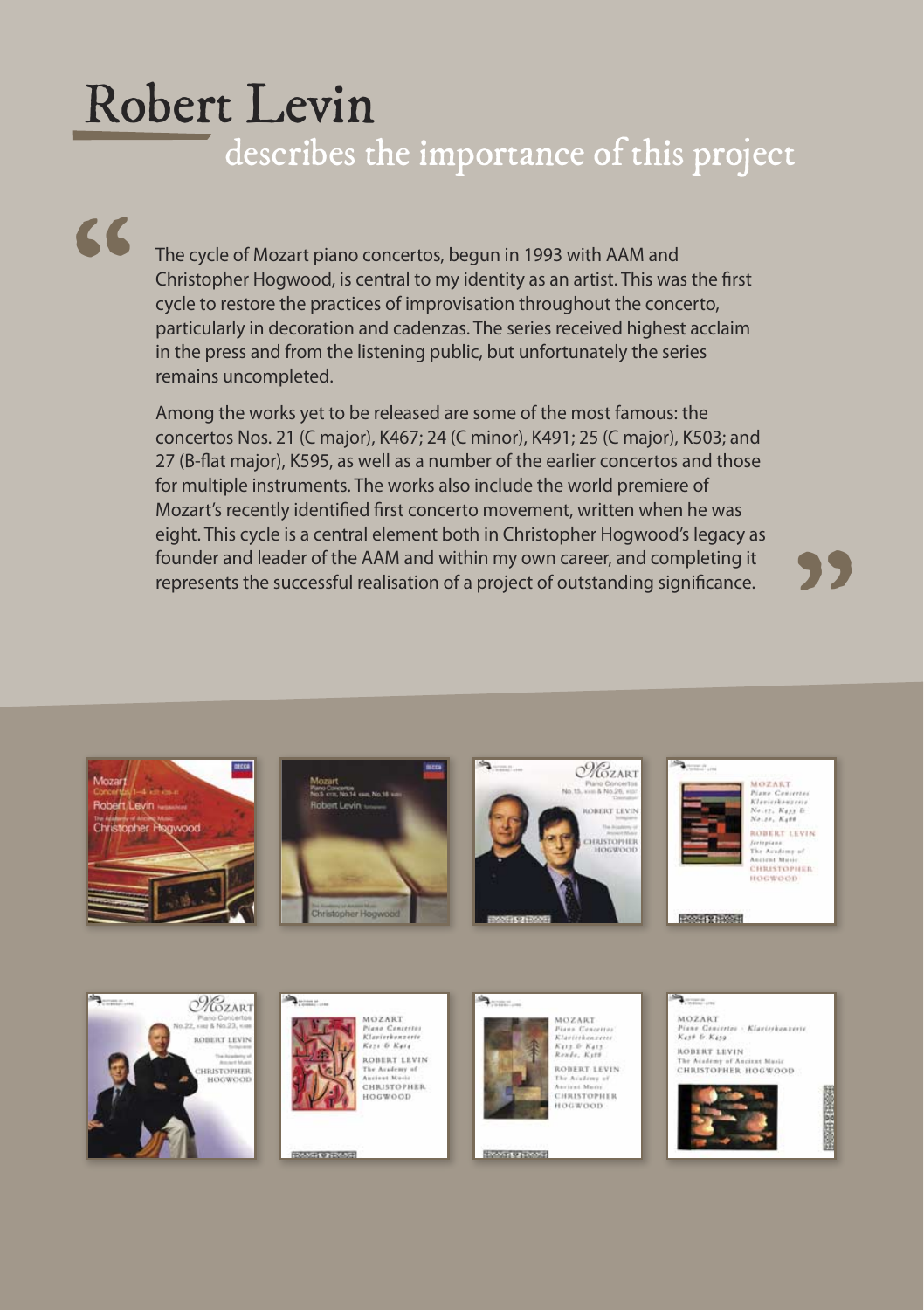# Robert Levin

## describes the importance of this project

> The cycle of Mozart piano concertos, begun in 1993 with AAM and Christopher Hogwood, is central to my identity as an artist. This was the first cycle to restore the practices of improvisation throughout the concerto, particularly in decoration and cadenzas. The series received highest acclaim in the press and from the listening public, but unfortunately the series remains uncompleted.
>
> Among the works yet to be released are some of the most famous: the concertos Nos. 21 (C major), K467; 24 (C minor), K491; 25 (C major), K503; and 27 (B-flat major), K595, as well as a number of the earlier concertos and those for multiple instruments. The works also include the world premiere of Mozart's recently identified first concerto movement, written when he was eight. This cycle is a central element both in Christopher Hogwood's legacy as founder and leader of the AAM and within my own career, and completing it represents the successful realisation of a project of outstanding significance.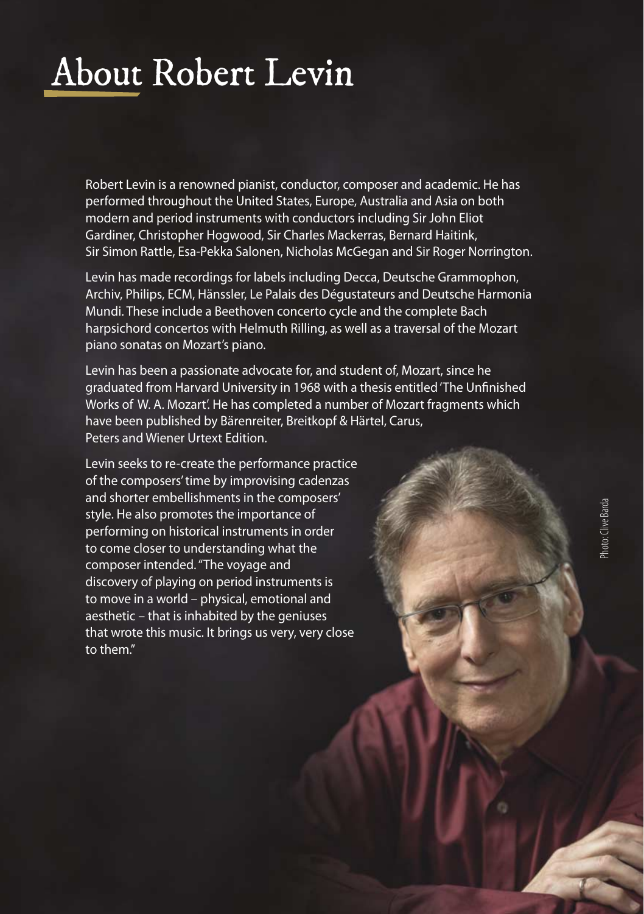# About Robert Levin

Robert Levin is a renowned pianist, conductor, composer and academic. He has performed throughout the United States, Europe, Australia and Asia on both modern and period instruments with conductors including Sir John Eliot Gardiner, Christopher Hogwood, Sir Charles Mackerras, Bernard Haitink, Sir Simon Rattle, Esa-Pekka Salonen, Nicholas McGegan and Sir Roger Norrington.

Levin has made recordings for labels including Decca, Deutsche Grammophon, Archiv, Philips, ECM, Hänssler, Le Palais des Dégustateurs and Deutsche Harmonia Mundi. These include a Beethoven concerto cycle and the complete Bach harpsichord concertos with Helmuth Rilling, as well as a traversal of the Mozart piano sonatas on Mozart's piano.

Levin has been a passionate advocate for, and student of, Mozart, since he graduated from Harvard University in 1968 with a thesis entitled 'The Unfinished Works of W. A. Mozart'. He has completed a number of Mozart fragments which have been published by Bärenreiter, Breitkopf & Härtel, Carus, Peters and Wiener Urtext Edition.

Levin seeks to re-create the performance practice of the composers' time by improvising cadenzas and shorter embellishments in the composers' style. He also promotes the importance of performing on historical instruments in order to come closer to understanding what the composer intended. "The voyage and discovery of playing on period instruments is to move in a world – physical, emotional and aesthetic – that is inhabited by the geniuses that wrote this music. It brings us very, very close to them."

Photo: Clive Barda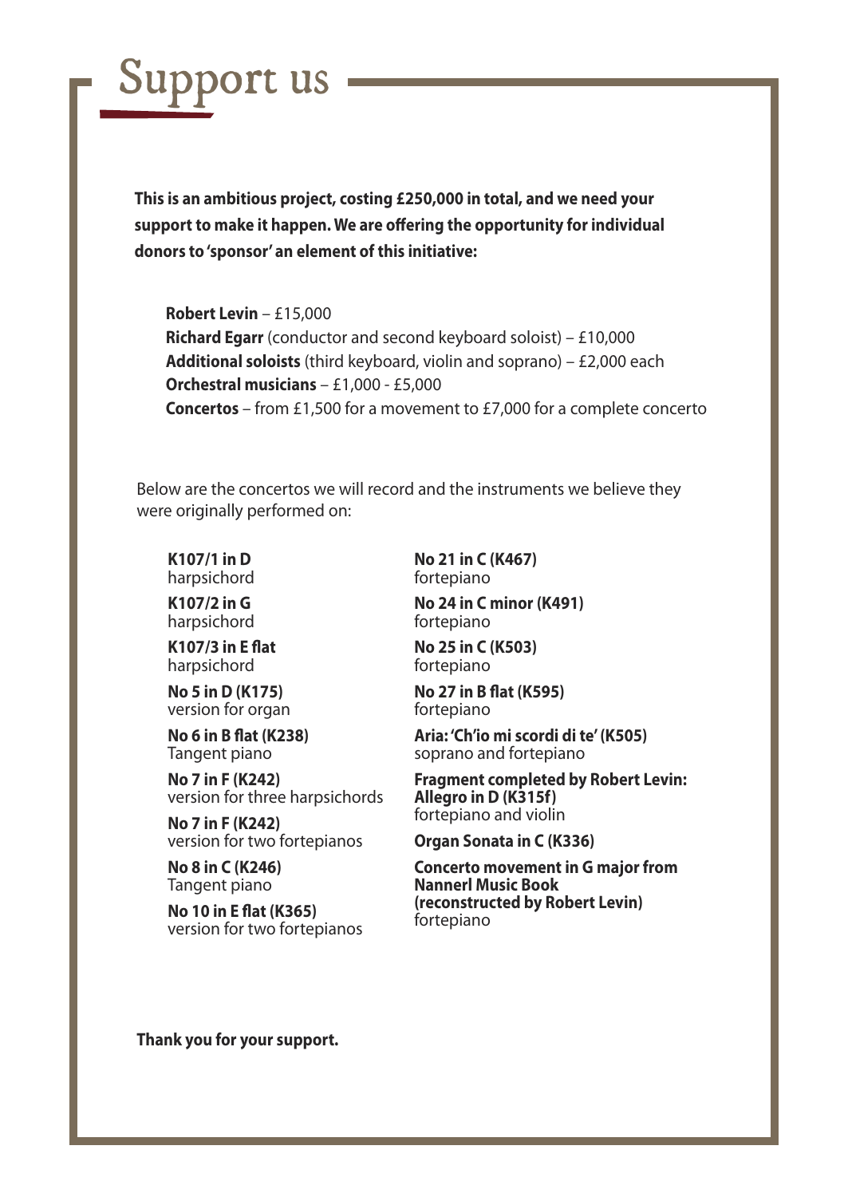# Support us

**This is an ambitious project, costing £250,000 in total, and we need your support to make it happen. We are offering the opportunity for individual donors to 'sponsor' an element of this initiative:**

**Robert Levin** – £15,000
**Richard Egarr** (conductor and second keyboard soloist) – £10,000
**Additional soloists** (third keyboard, violin and soprano) – £2,000 each
**Orchestral musicians** – £1,000 - £5,000
**Concertos** – from £1,500 for a movement to £7,000 for a complete concerto

Below are the concertos we will record and the instruments we believe they were originally performed on:

**K107/1 in D**
harpsichord

**K107/2 in G**
harpsichord

**K107/3 in E flat**
harpsichord

**No 5 in D (K175)**
version for organ

**No 6 in B flat (K238)**
Tangent piano

**No 7 in F (K242)**
version for three harpsichords

**No 7 in F (K242)**
version for two fortepianos

**No 8 in C (K246)**
Tangent piano

**No 10 in E flat (K365)**
version for two fortepianos

**No 21 in C (K467)**
fortepiano

**No 24 in C minor (K491)**
fortepiano

**No 25 in C (K503)**
fortepiano

**No 27 in B flat (K595)**
fortepiano

**Aria: 'Ch'io mi scordi di te' (K505)**
soprano and fortepiano

**Fragment completed by Robert Levin: Allegro in D (K315f)**
fortepiano and violin

**Organ Sonata in C (K336)**

**Concerto movement in G major from Nannerl Music Book (reconstructed by Robert Levin)**
fortepiano

**Thank you for your support.**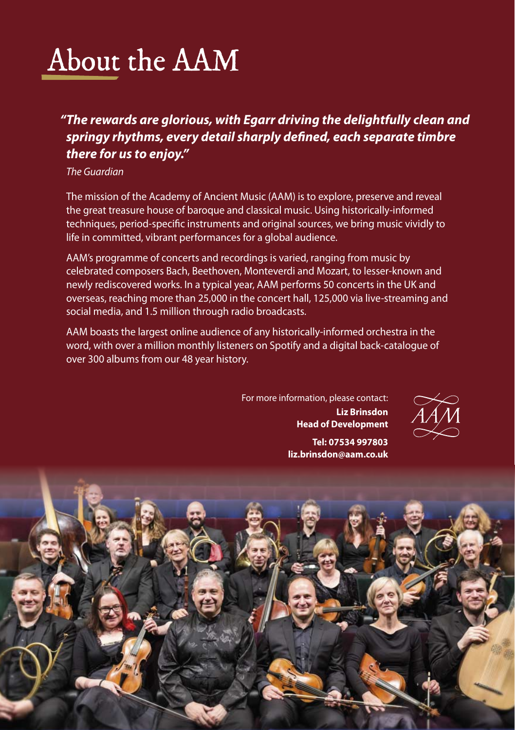# About the AAM

***"The rewards are glorious, with Egarr driving the delightfully clean and springy rhythms, every detail sharply defined, each separate timbre there for us to enjoy."***

*The Guardian*

The mission of the Academy of Ancient Music (AAM) is to explore, preserve and reveal the great treasure house of baroque and classical music. Using historically-informed techniques, period-specific instruments and original sources, we bring music vividly to life in committed, vibrant performances for a global audience.

AAM's programme of concerts and recordings is varied, ranging from music by celebrated composers Bach, Beethoven, Monteverdi and Mozart, to lesser-known and newly rediscovered works. In a typical year, AAM performs 50 concerts in the UK and overseas, reaching more than 25,000 in the concert hall, 125,000 via live-streaming and social media, and 1.5 million through radio broadcasts.

AAM boasts the largest online audience of any historically-informed orchestra in the word, with over a million monthly listeners on Spotify and a digital back-catalogue of over 300 albums from our 48 year history.

For more information, please contact:
**Liz Brinsdon**
**Head of Development**

**Tel: 07534 997803**
**liz.brinsdon@aam.co.uk**